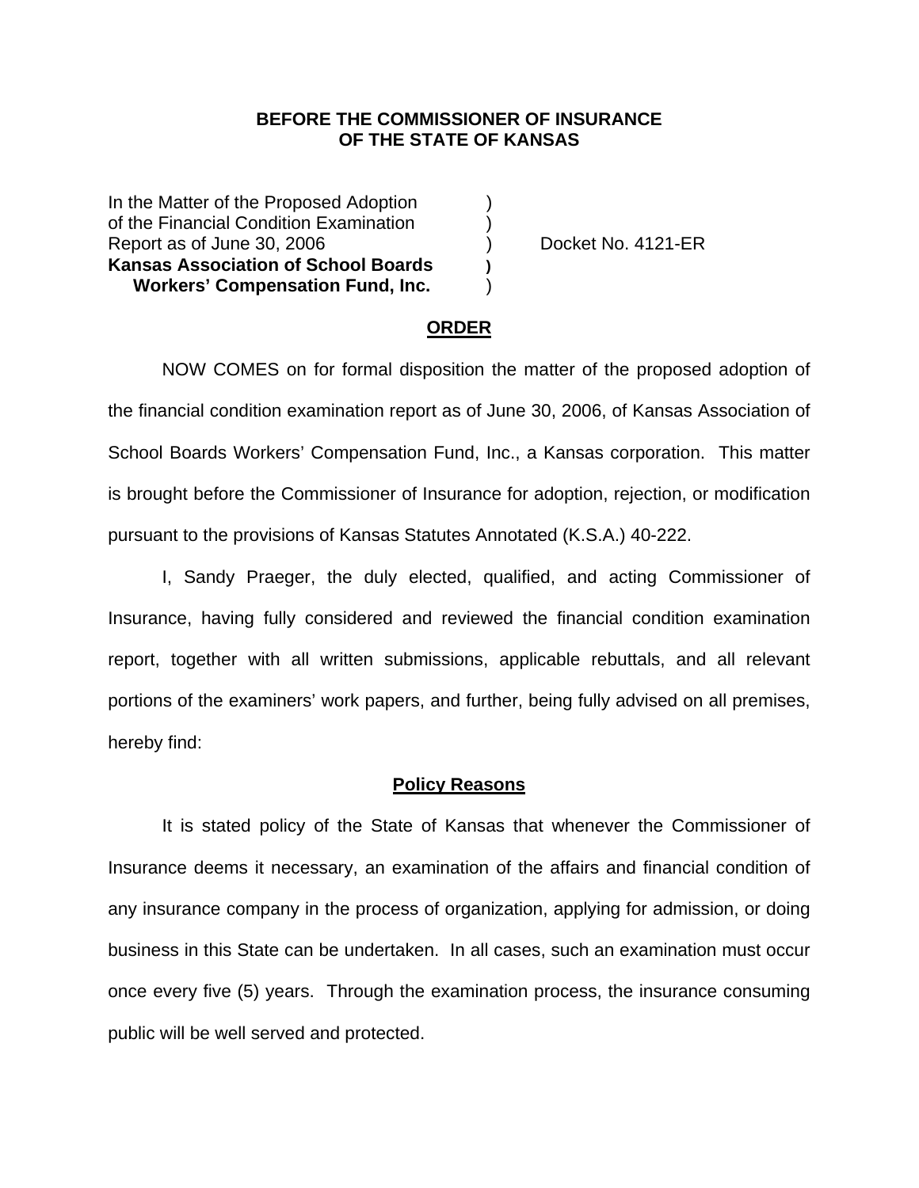**BEFORE THE COMMISSIONER OF INSURANCE**
**OF THE STATE OF KANSAS**

In the Matter of the Proposed Adoption )
of the Financial Condition Examination )
Report as of June 30, 2006 ) Docket No. 4121-ER
**Kansas Association of School Boards )**
**Workers' Compensation Fund, Inc.** )

## ORDER

NOW COMES on for formal disposition the matter of the proposed adoption of the financial condition examination report as of June 30, 2006, of Kansas Association of School Boards Workers' Compensation Fund, Inc., a Kansas corporation. This matter is brought before the Commissioner of Insurance for adoption, rejection, or modification pursuant to the provisions of Kansas Statutes Annotated (K.S.A.) 40-222.

I, Sandy Praeger, the duly elected, qualified, and acting Commissioner of Insurance, having fully considered and reviewed the financial condition examination report, together with all written submissions, applicable rebuttals, and all relevant portions of the examiners' work papers, and further, being fully advised on all premises, hereby find:

## Policy Reasons

It is stated policy of the State of Kansas that whenever the Commissioner of Insurance deems it necessary, an examination of the affairs and financial condition of any insurance company in the process of organization, applying for admission, or doing business in this State can be undertaken. In all cases, such an examination must occur once every five (5) years. Through the examination process, the insurance consuming public will be well served and protected.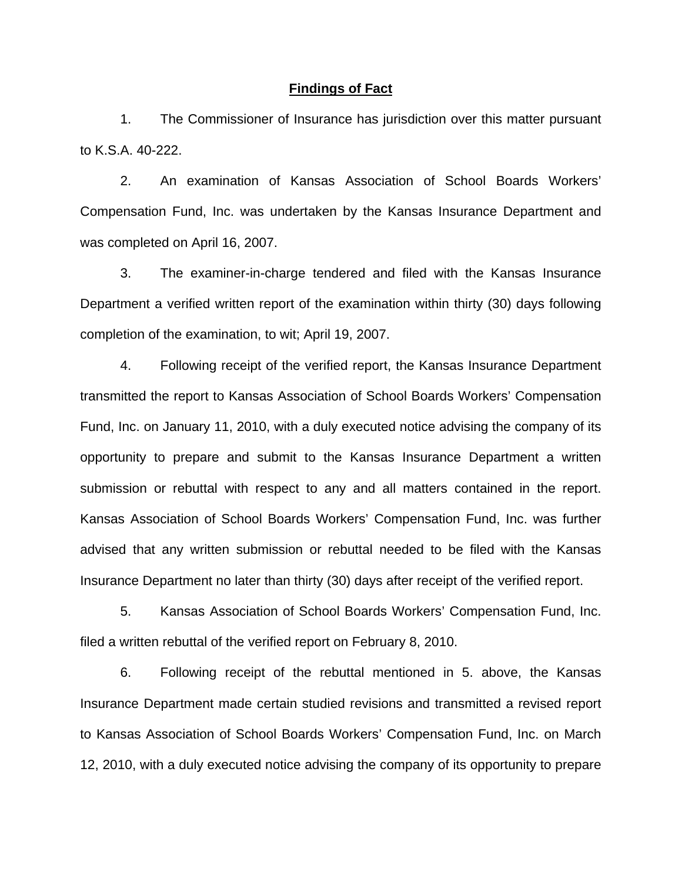## Findings of Fact

1. The Commissioner of Insurance has jurisdiction over this matter pursuant to K.S.A. 40-222.

2. An examination of Kansas Association of School Boards Workers' Compensation Fund, Inc. was undertaken by the Kansas Insurance Department and was completed on April 16, 2007.

3. The examiner-in-charge tendered and filed with the Kansas Insurance Department a verified written report of the examination within thirty (30) days following completion of the examination, to wit; April 19, 2007.

4. Following receipt of the verified report, the Kansas Insurance Department transmitted the report to Kansas Association of School Boards Workers' Compensation Fund, Inc. on January 11, 2010, with a duly executed notice advising the company of its opportunity to prepare and submit to the Kansas Insurance Department a written submission or rebuttal with respect to any and all matters contained in the report. Kansas Association of School Boards Workers' Compensation Fund, Inc. was further advised that any written submission or rebuttal needed to be filed with the Kansas Insurance Department no later than thirty (30) days after receipt of the verified report.

5. Kansas Association of School Boards Workers' Compensation Fund, Inc. filed a written rebuttal of the verified report on February 8, 2010.

6. Following receipt of the rebuttal mentioned in 5. above, the Kansas Insurance Department made certain studied revisions and transmitted a revised report to Kansas Association of School Boards Workers' Compensation Fund, Inc. on March 12, 2010, with a duly executed notice advising the company of its opportunity to prepare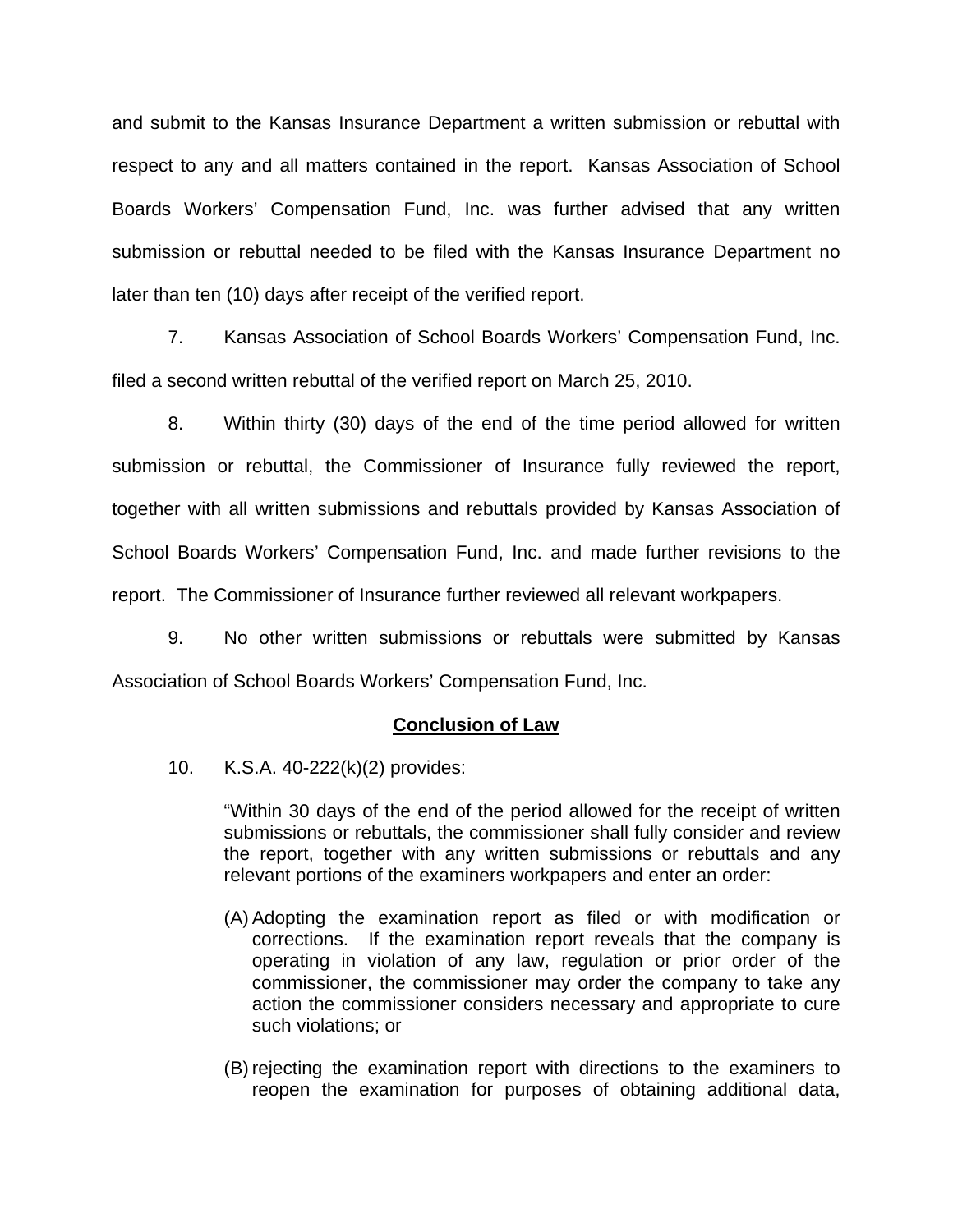and submit to the Kansas Insurance Department a written submission or rebuttal with respect to any and all matters contained in the report. Kansas Association of School Boards Workers' Compensation Fund, Inc. was further advised that any written submission or rebuttal needed to be filed with the Kansas Insurance Department no later than ten (10) days after receipt of the verified report.

7. Kansas Association of School Boards Workers' Compensation Fund, Inc. filed a second written rebuttal of the verified report on March 25, 2010.

8. Within thirty (30) days of the end of the time period allowed for written submission or rebuttal, the Commissioner of Insurance fully reviewed the report, together with all written submissions and rebuttals provided by Kansas Association of School Boards Workers' Compensation Fund, Inc. and made further revisions to the report. The Commissioner of Insurance further reviewed all relevant workpapers.

9. No other written submissions or rebuttals were submitted by Kansas Association of School Boards Workers' Compensation Fund, Inc.

**Conclusion of Law**

10. K.S.A. 40-222(k)(2) provides:

> "Within 30 days of the end of the period allowed for the receipt of written submissions or rebuttals, the commissioner shall fully consider and review the report, together with any written submissions or rebuttals and any relevant portions of the examiners workpapers and enter an order:
>
> (A) Adopting the examination report as filed or with modification or corrections. If the examination report reveals that the company is operating in violation of any law, regulation or prior order of the commissioner, the commissioner may order the company to take any action the commissioner considers necessary and appropriate to cure such violations; or
>
> (B) rejecting the examination report with directions to the examiners to reopen the examination for purposes of obtaining additional data,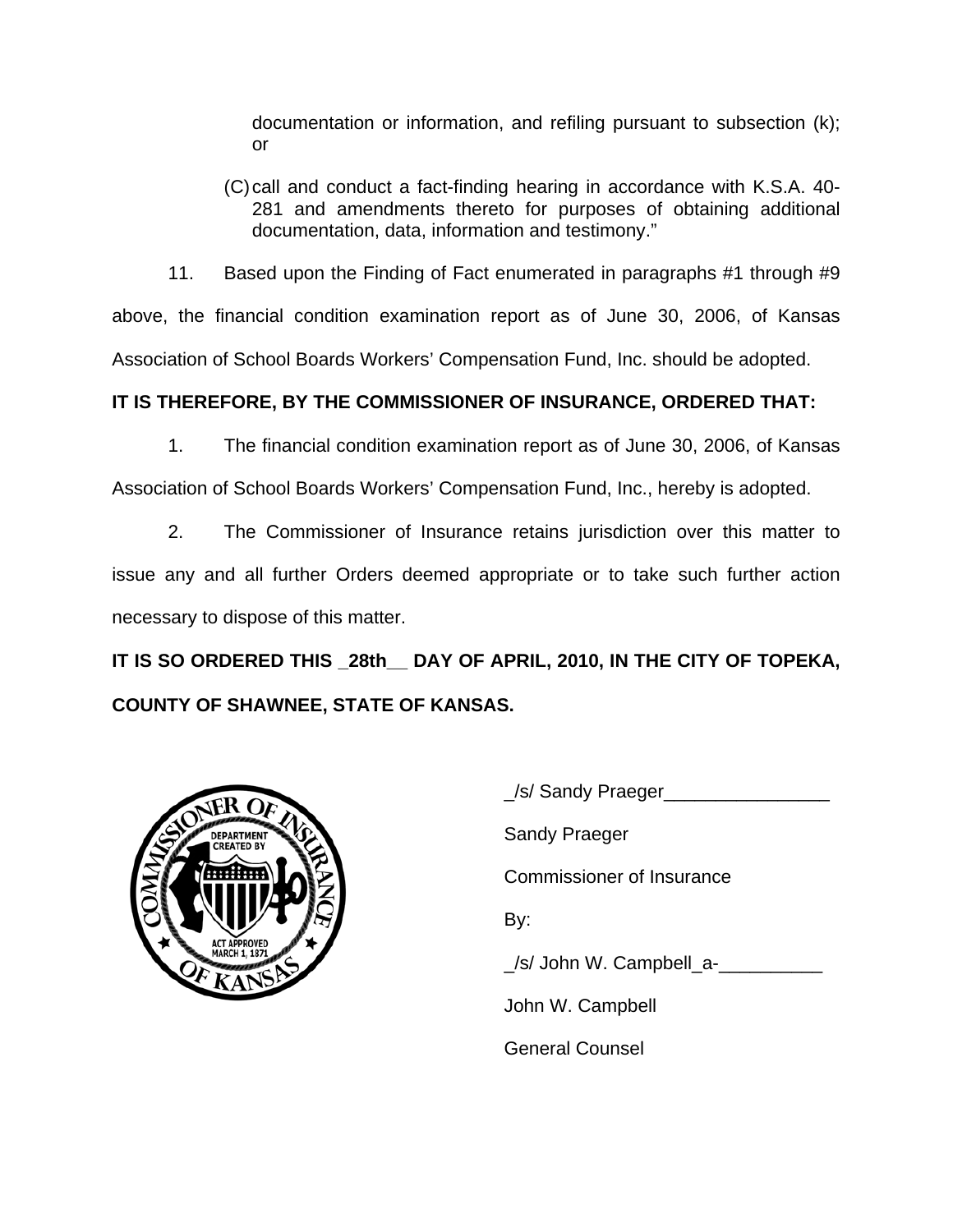documentation or information, and refiling pursuant to subsection (k); or

(C) call and conduct a fact-finding hearing in accordance with K.S.A. 40-281 and amendments thereto for purposes of obtaining additional documentation, data, information and testimony."

11. Based upon the Finding of Fact enumerated in paragraphs #1 through #9 above, the financial condition examination report as of June 30, 2006, of Kansas Association of School Boards Workers' Compensation Fund, Inc. should be adopted.

**IT IS THEREFORE, BY THE COMMISSIONER OF INSURANCE, ORDERED THAT:**

1. The financial condition examination report as of June 30, 2006, of Kansas Association of School Boards Workers' Compensation Fund, Inc., hereby is adopted.

2. The Commissioner of Insurance retains jurisdiction over this matter to issue any and all further Orders deemed appropriate or to take such further action necessary to dispose of this matter.

**IT IS SO ORDERED THIS _28th__ DAY OF APRIL, 2010, IN THE CITY OF TOPEKA, COUNTY OF SHAWNEE, STATE OF KANSAS.**

_/s/ Sandy Praeger________________

Sandy Praeger

Commissioner of Insurance

By:

_/s/ John W. Campbell_a-__________

John W. Campbell

General Counsel